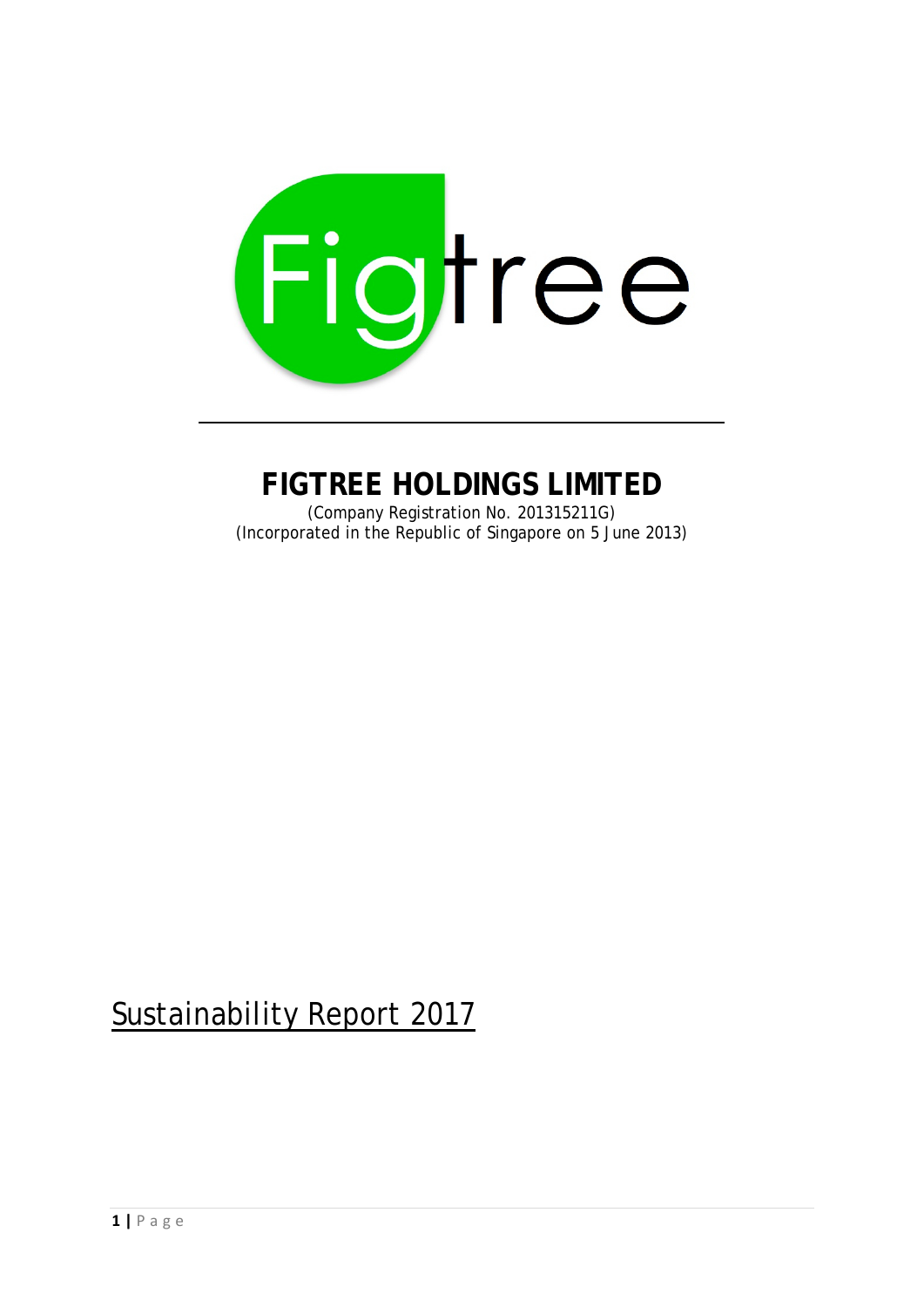# FIGTREE HOLDINGS LIMITED

(Company Registration No. 201315211G)
(Incorporated in the Republic of Singapore on 5 June 2013)

## Sustainability Report 2017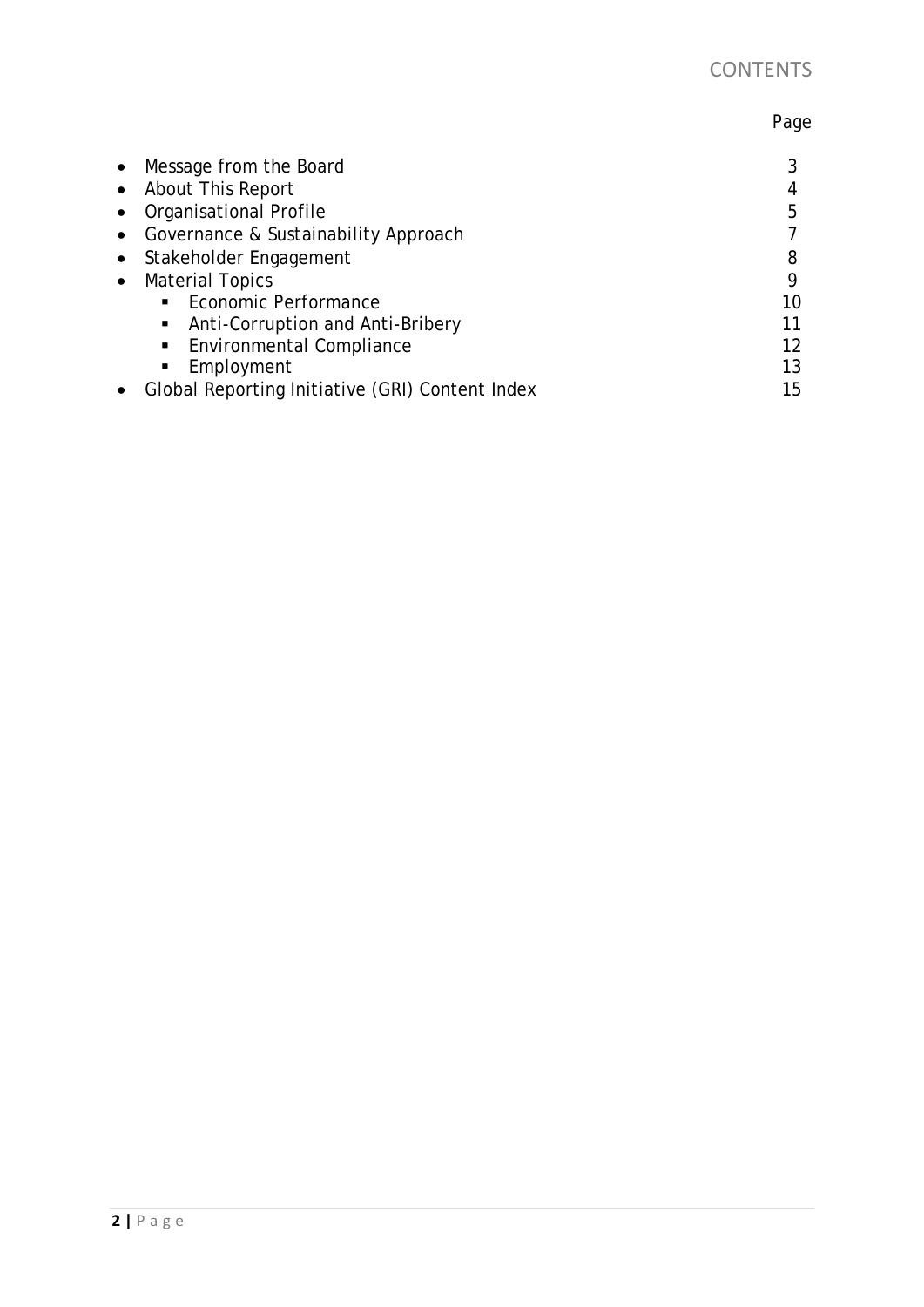# CONTENTS

| | Page |
|---|---|
| • Message from the Board | 3 |
| • About This Report | 4 |
| • Organisational Profile | 5 |
| • Governance & Sustainability Approach | 7 |
| • Stakeholder Engagement | 8 |
| • Material Topics | 9 |
| ▪ Economic Performance | 10 |
| ▪ Anti-Corruption and Anti-Bribery | 11 |
| ▪ Environmental Compliance | 12 |
| ▪ Employment | 13 |
| • Global Reporting Initiative (GRI) Content Index | 15 |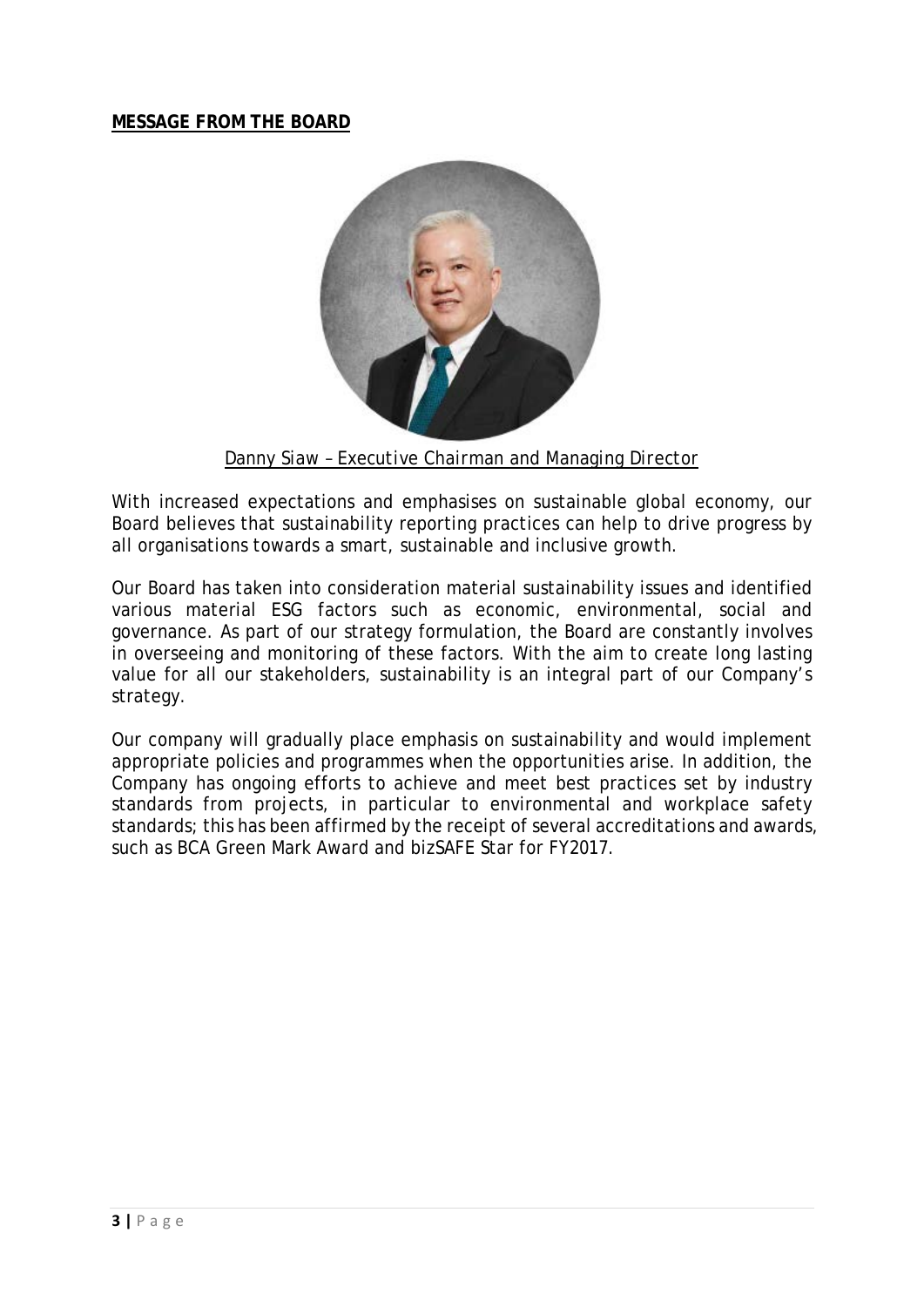## MESSAGE FROM THE BOARD

Danny Siaw – Executive Chairman and Managing Director

With increased expectations and emphasises on sustainable global economy, our Board believes that sustainability reporting practices can help to drive progress by all organisations towards a smart, sustainable and inclusive growth.

Our Board has taken into consideration material sustainability issues and identified various material ESG factors such as economic, environmental, social and governance. As part of our strategy formulation, the Board are constantly involves in overseeing and monitoring of these factors. With the aim to create long lasting value for all our stakeholders, sustainability is an integral part of our Company's strategy.

Our company will gradually place emphasis on sustainability and would implement appropriate policies and programmes when the opportunities arise. In addition, the Company has ongoing efforts to achieve and meet best practices set by industry standards from projects, in particular to environmental and workplace safety standards; this has been affirmed by the receipt of several accreditations and awards, such as BCA Green Mark Award and bizSAFE Star for FY2017.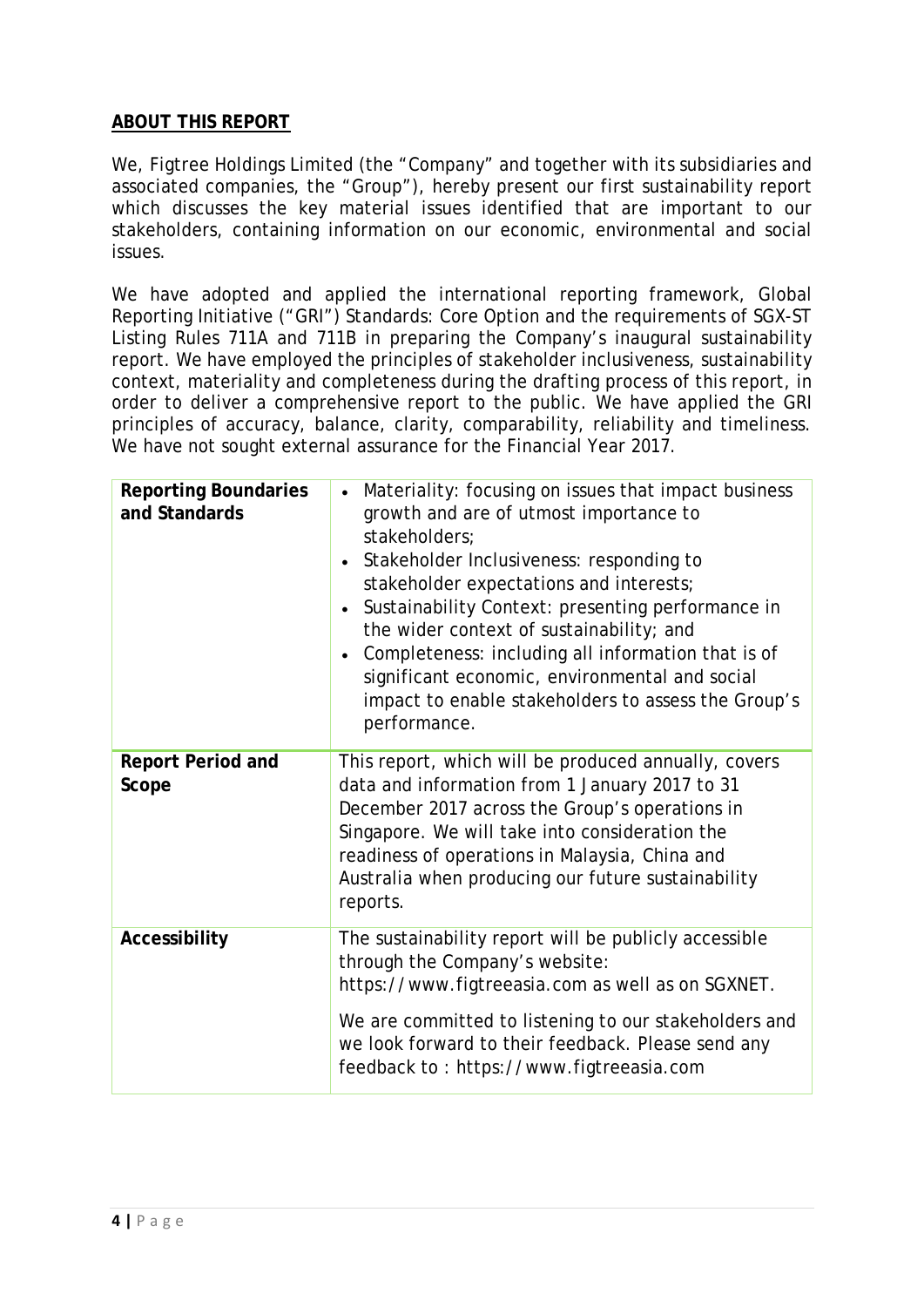## ABOUT THIS REPORT

We, Figtree Holdings Limited (the "Company" and together with its subsidiaries and associated companies, the "Group"), hereby present our first sustainability report which discusses the key material issues identified that are important to our stakeholders, containing information on our economic, environmental and social issues.

We have adopted and applied the international reporting framework, Global Reporting Initiative ("GRI") Standards: Core Option and the requirements of SGX-ST Listing Rules 711A and 711B in preparing the Company's inaugural sustainability report. We have employed the principles of stakeholder inclusiveness, sustainability context, materiality and completeness during the drafting process of this report, in order to deliver a comprehensive report to the public. We have applied the GRI principles of accuracy, balance, clarity, comparability, reliability and timeliness. We have not sought external assurance for the Financial Year 2017.

| | |
|---|---|
| **Reporting Boundaries and Standards** | • Materiality: focusing on issues that impact business growth and are of utmost importance to stakeholders;<br>• Stakeholder Inclusiveness: responding to stakeholder expectations and interests;<br>• Sustainability Context: presenting performance in the wider context of sustainability; and<br>• Completeness: including all information that is of significant economic, environmental and social impact to enable stakeholders to assess the Group's performance. |
| **Report Period and Scope** | This report, which will be produced annually, covers data and information from 1 January 2017 to 31 December 2017 across the Group's operations in Singapore. We will take into consideration the readiness of operations in Malaysia, China and Australia when producing our future sustainability reports. |
| **Accessibility** | The sustainability report will be publicly accessible through the Company's website: https://www.figtreeasia.com as well as on SGXNET.<br><br>We are committed to listening to our stakeholders and we look forward to their feedback. Please send any feedback to : https://www.figtreeasia.com |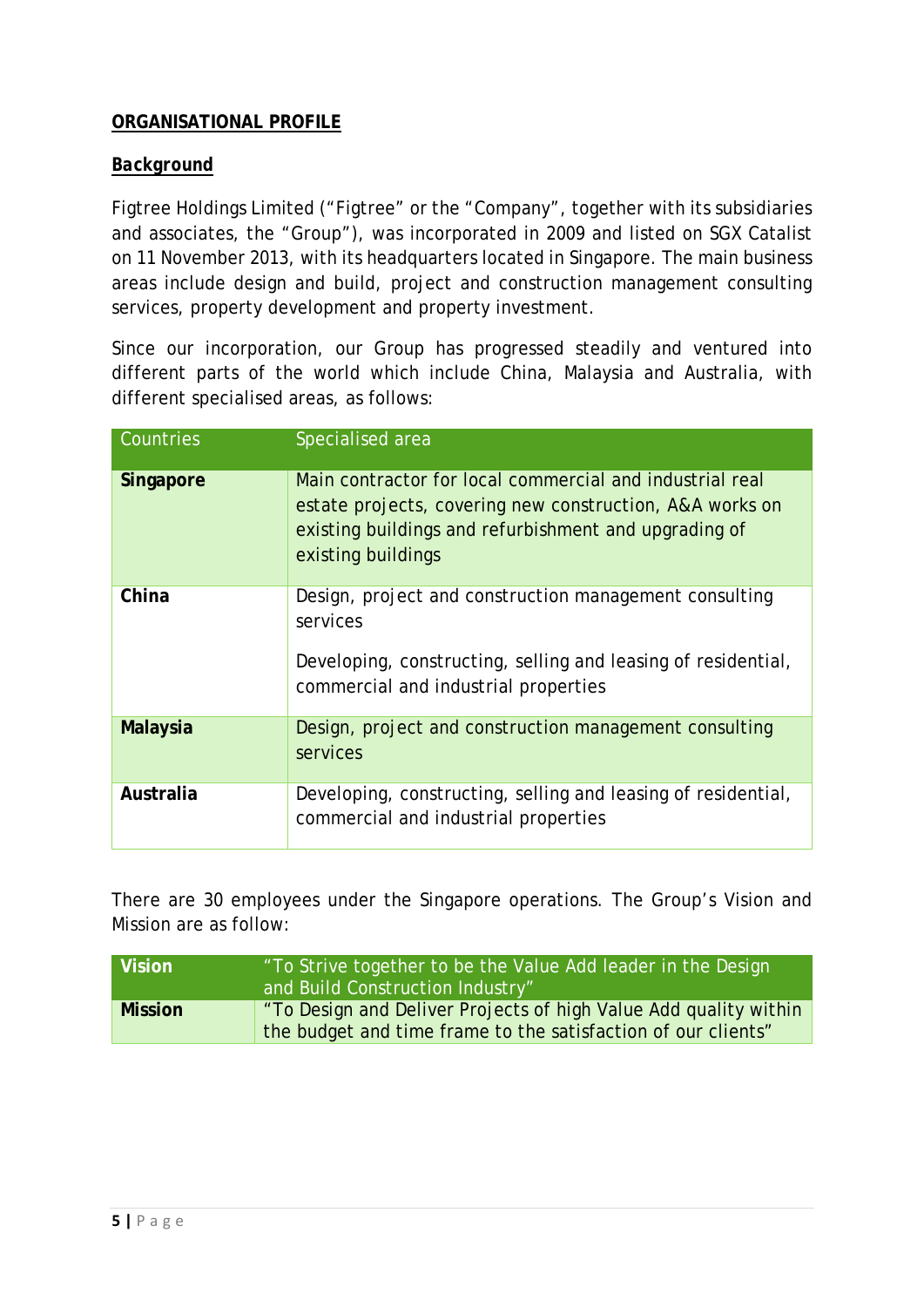## ORGANISATIONAL PROFILE

### *Background*

Figtree Holdings Limited ("Figtree" or the "Company", together with its subsidiaries and associates, the "Group"), was incorporated in 2009 and listed on SGX Catalist on 11 November 2013, with its headquarters located in Singapore. The main business areas include design and build, project and construction management consulting services, property development and property investment.

Since our incorporation, our Group has progressed steadily and ventured into different parts of the world which include China, Malaysia and Australia, with different specialised areas, as follows:

| Countries | Specialised area |
|---|---|
| **Singapore** | Main contractor for local commercial and industrial real estate projects, covering new construction, A&A works on existing buildings and refurbishment and upgrading of existing buildings |
| **China** | Design, project and construction management consulting services<br><br>Developing, constructing, selling and leasing of residential, commercial and industrial properties |
| **Malaysia** | Design, project and construction management consulting services |
| **Australia** | Developing, constructing, selling and leasing of residential, commercial and industrial properties |

There are 30 employees under the Singapore operations. The Group's Vision and Mission are as follow:

| **Vision** | "To Strive together to be the Value Add leader in the Design and Build Construction Industry" |
|---|---|
| **Mission** | "To Design and Deliver Projects of high Value Add quality within the budget and time frame to the satisfaction of our clients" |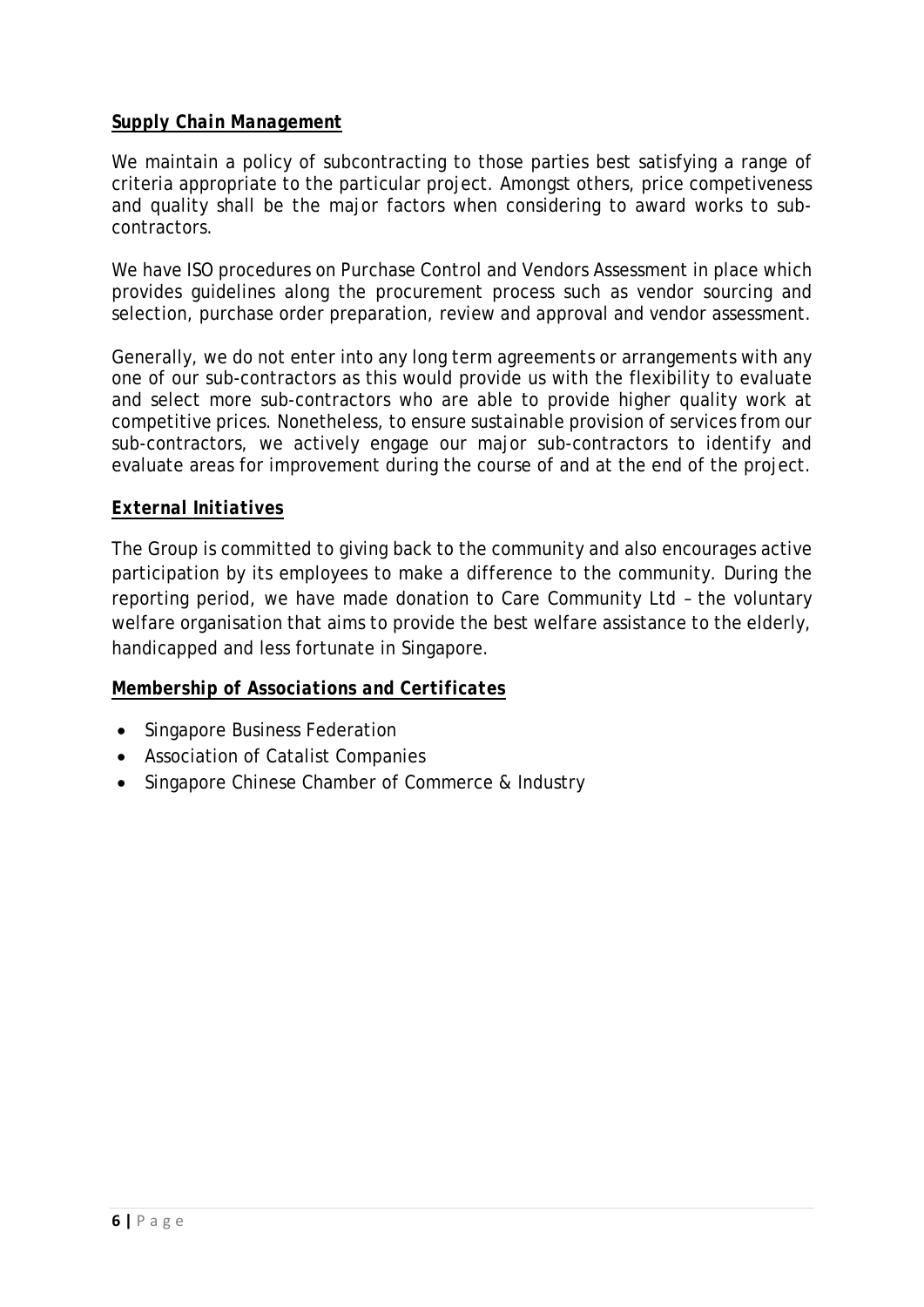***Supply Chain Management***

We maintain a policy of subcontracting to those parties best satisfying a range of criteria appropriate to the particular project. Amongst others, price competiveness and quality shall be the major factors when considering to award works to sub-contractors.

We have ISO procedures on Purchase Control and Vendors Assessment in place which provides guidelines along the procurement process such as vendor sourcing and selection, purchase order preparation, review and approval and vendor assessment.

Generally, we do not enter into any long term agreements or arrangements with any one of our sub-contractors as this would provide us with the flexibility to evaluate and select more sub-contractors who are able to provide higher quality work at competitive prices. Nonetheless, to ensure sustainable provision of services from our sub-contractors, we actively engage our major sub-contractors to identify and evaluate areas for improvement during the course of and at the end of the project.

***External Initiatives***

The Group is committed to giving back to the community and also encourages active participation by its employees to make a difference to the community. During the reporting period, we have made donation to Care Community Ltd – the voluntary welfare organisation that aims to provide the best welfare assistance to the elderly, handicapped and less fortunate in Singapore.

***Membership of Associations and Certificates***

- Singapore Business Federation
- Association of Catalist Companies
- Singapore Chinese Chamber of Commerce & Industry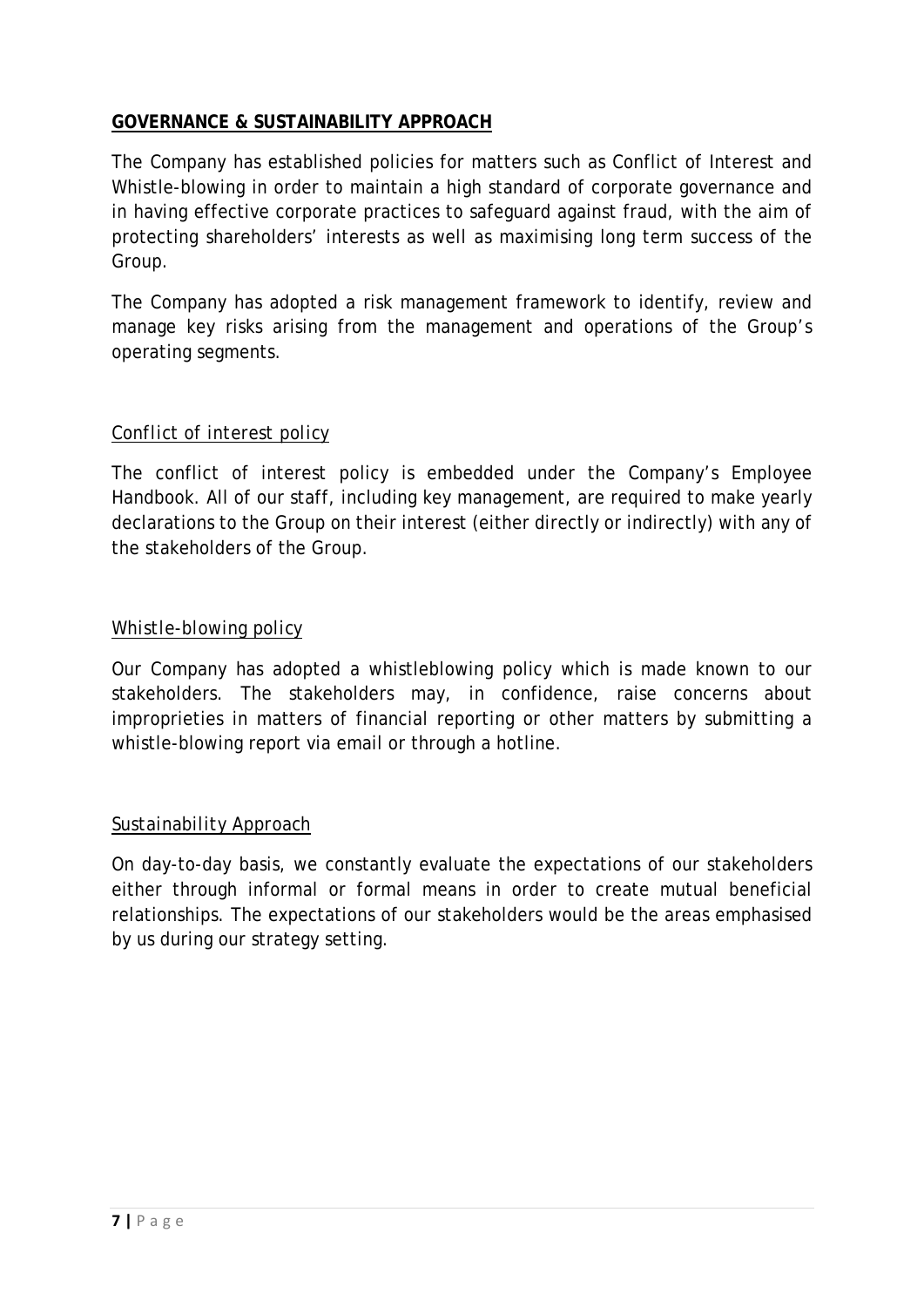## GOVERNANCE & SUSTAINABILITY APPROACH

The Company has established policies for matters such as Conflict of Interest and Whistle-blowing in order to maintain a high standard of corporate governance and in having effective corporate practices to safeguard against fraud, with the aim of protecting shareholders' interests as well as maximising long term success of the Group.

The Company has adopted a risk management framework to identify, review and manage key risks arising from the management and operations of the Group's operating segments.

### Conflict of interest policy

The conflict of interest policy is embedded under the Company's Employee Handbook. All of our staff, including key management, are required to make yearly declarations to the Group on their interest (either directly or indirectly) with any of the stakeholders of the Group.

### Whistle-blowing policy

Our Company has adopted a whistleblowing policy which is made known to our stakeholders. The stakeholders may, in confidence, raise concerns about improprieties in matters of financial reporting or other matters by submitting a whistle-blowing report via email or through a hotline.

### Sustainability Approach

On day-to-day basis, we constantly evaluate the expectations of our stakeholders either through informal or formal means in order to create mutual beneficial relationships. The expectations of our stakeholders would be the areas emphasised by us during our strategy setting.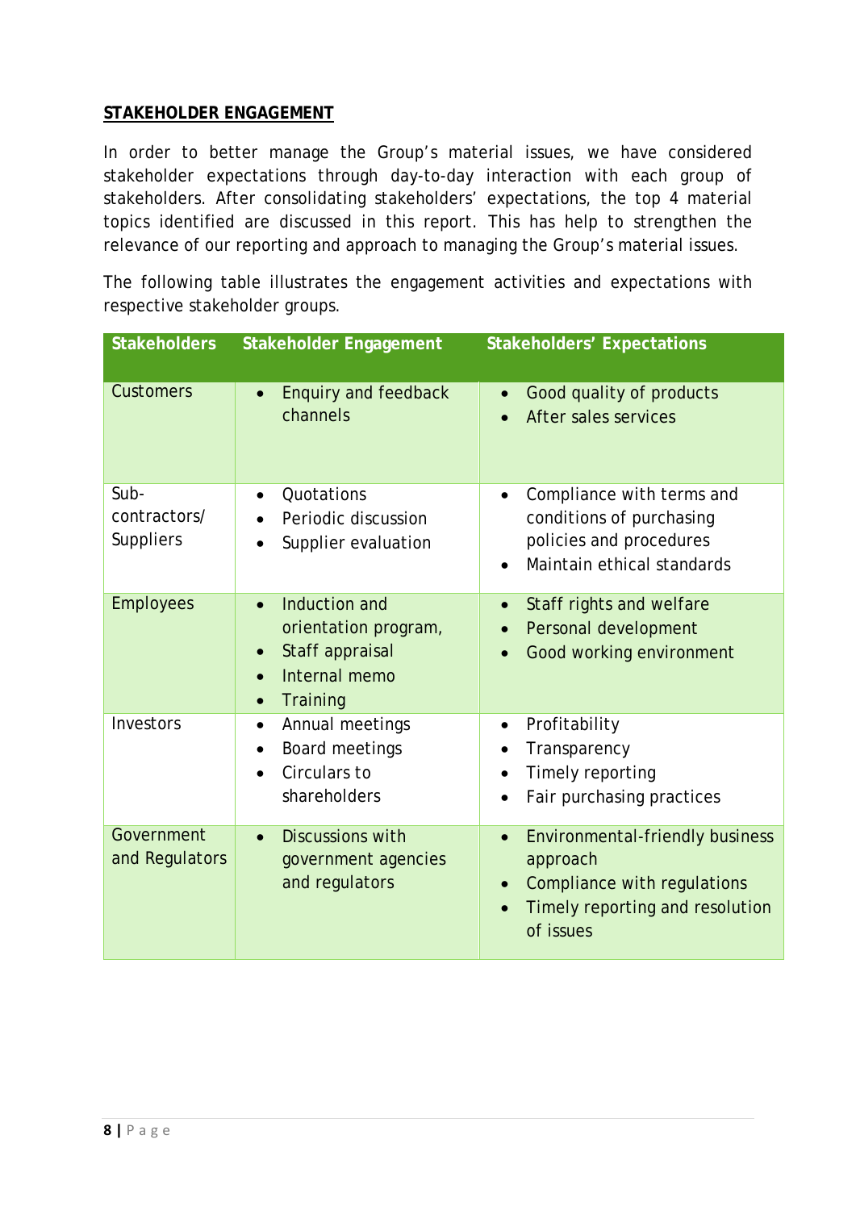## STAKEHOLDER ENGAGEMENT

In order to better manage the Group's material issues, we have considered stakeholder expectations through day-to-day interaction with each group of stakeholders. After consolidating stakeholders' expectations, the top 4 material topics identified are discussed in this report. This has help to strengthen the relevance of our reporting and approach to managing the Group's material issues.

The following table illustrates the engagement activities and expectations with respective stakeholder groups.

| Stakeholders | Stakeholder Engagement | Stakeholders' Expectations |
|---|---|---|
| Customers | • Enquiry and feedback channels | • Good quality of products<br>• After sales services |
| Sub-contractors/ Suppliers | • Quotations<br>• Periodic discussion<br>• Supplier evaluation | • Compliance with terms and conditions of purchasing policies and procedures<br>• Maintain ethical standards |
| Employees | • Induction and orientation program,<br>• Staff appraisal<br>• Internal memo<br>• Training | • Staff rights and welfare<br>• Personal development<br>• Good working environment |
| Investors | • Annual meetings<br>• Board meetings<br>• Circulars to shareholders | • Profitability<br>• Transparency<br>• Timely reporting<br>• Fair purchasing practices |
| Government and Regulators | • Discussions with government agencies and regulators | • Environmental-friendly business approach<br>• Compliance with regulations<br>• Timely reporting and resolution of issues |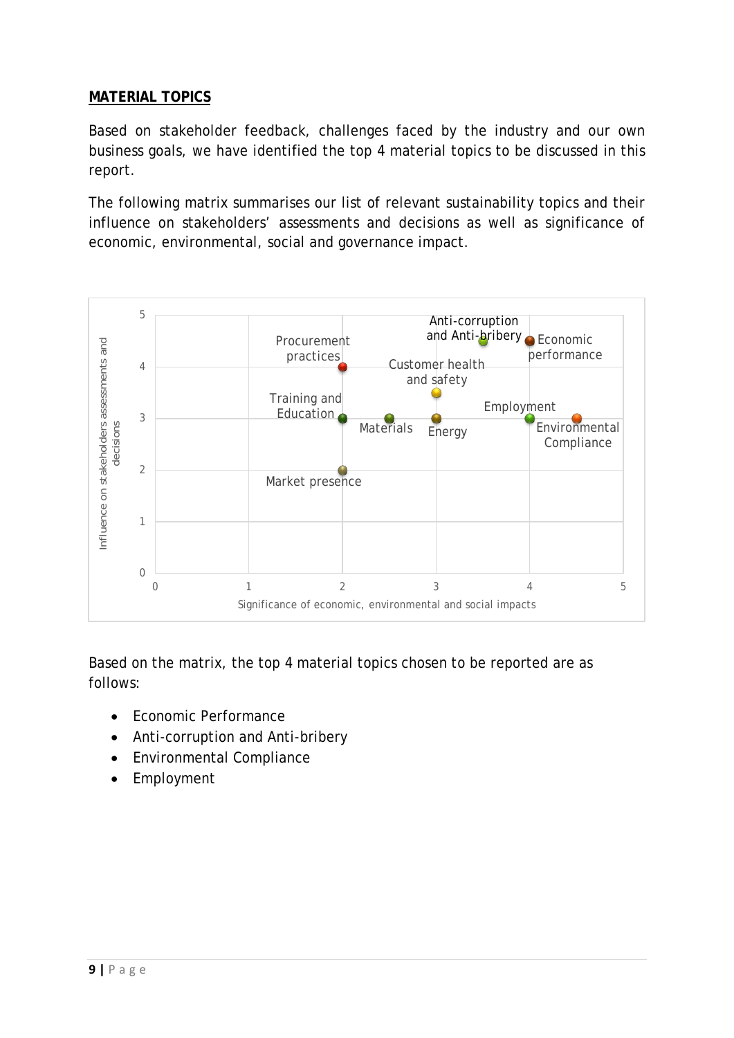**MATERIAL TOPICS**

Based on stakeholder feedback, challenges faced by the industry and our own business goals, we have identified the top 4 material topics to be discussed in this report.

The following matrix summarises our list of relevant sustainability topics and their influence on stakeholders' assessments and decisions as well as significance of economic, environmental, social and governance impact.

| Topic | Significance of economic, environmental and social impacts | Influence on stakeholders assessments and decisions |
|---|---|---|
| Procurement practices | 2 | 4 |
| Anti-corruption and Anti-bribery | 3.5 | 4.5 |
| Economic performance | 4 | 4.5 |
| Customer health and safety | 3 | 3.5 |
| Training and Education | 2 | 3 |
| Materials | 2.5 | 3 |
| Energy | 3 | 3 |
| Employment | 4 | 3 |
| Environmental Compliance | 4.5 | 3 |
| Market presence | 2 | 2 |

Based on the matrix, the top 4 material topics chosen to be reported are as follows:

- Economic Performance
- Anti-corruption and Anti-bribery
- Environmental Compliance
- Employment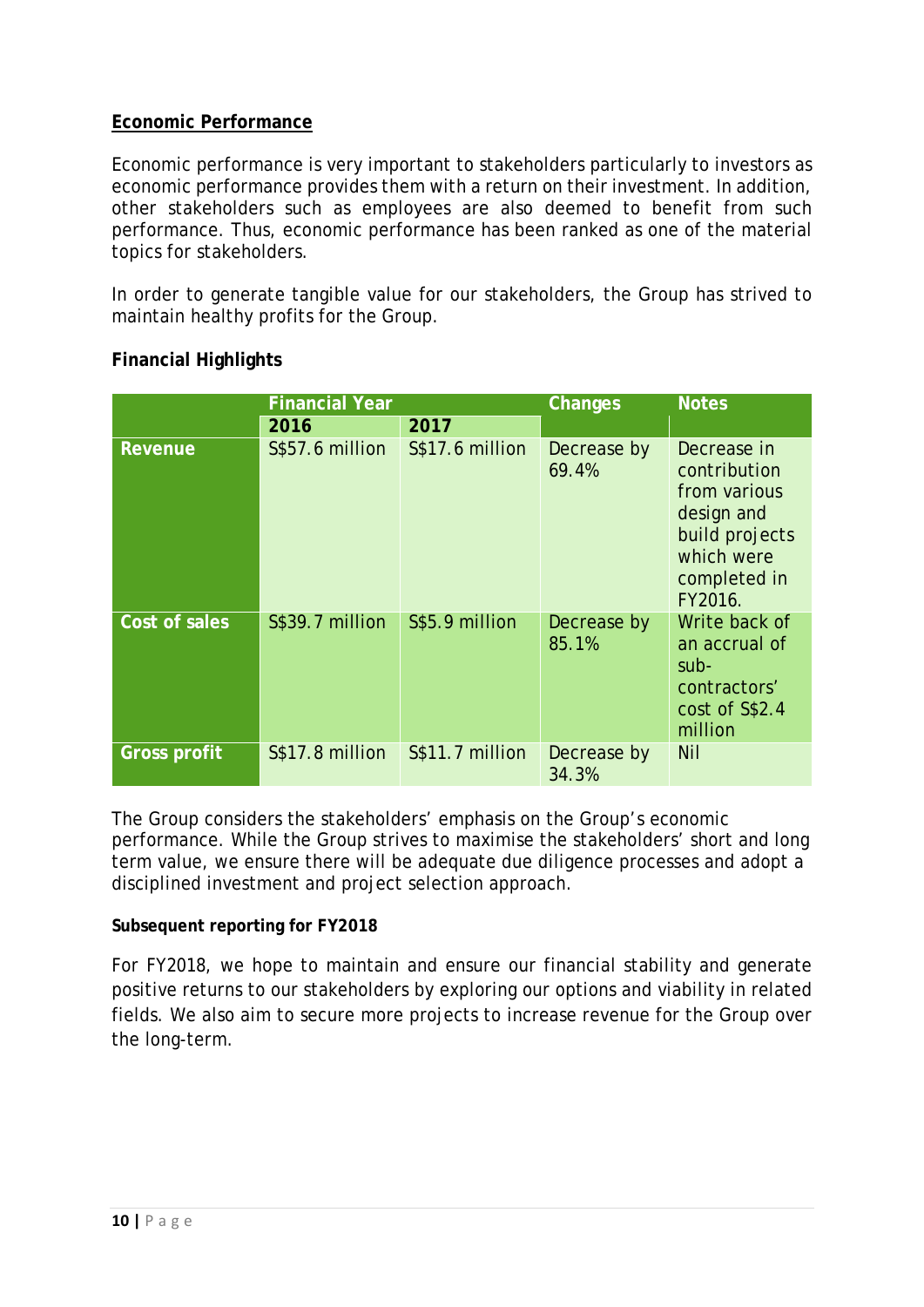## Economic Performance

Economic performance is very important to stakeholders particularly to investors as economic performance provides them with a return on their investment. In addition, other stakeholders such as employees are also deemed to benefit from such performance. Thus, economic performance has been ranked as one of the material topics for stakeholders.

In order to generate tangible value for our stakeholders, the Group has strived to maintain healthy profits for the Group.

### Financial Highlights

| | Financial Year | | Changes | Notes |
|---|---|---|---|---|
| | 2016 | 2017 | | |
| **Revenue** | S$57.6 million | S$17.6 million | Decrease by 69.4% | Decrease in contribution from various design and build projects which were completed in FY2016. |
| **Cost of sales** | S$39.7 million | S$5.9 million | Decrease by 85.1% | Write back of an accrual of sub-contractors' cost of S$2.4 million |
| **Gross profit** | S$17.8 million | S$11.7 million | Decrease by 34.3% | Nil |

The Group considers the stakeholders' emphasis on the Group's economic performance. While the Group strives to maximise the stakeholders' short and long term value, we ensure there will be adequate due diligence processes and adopt a disciplined investment and project selection approach.

**Subsequent reporting for FY2018**

For FY2018, we hope to maintain and ensure our financial stability and generate positive returns to our stakeholders by exploring our options and viability in related fields. We also aim to secure more projects to increase revenue for the Group over the long-term.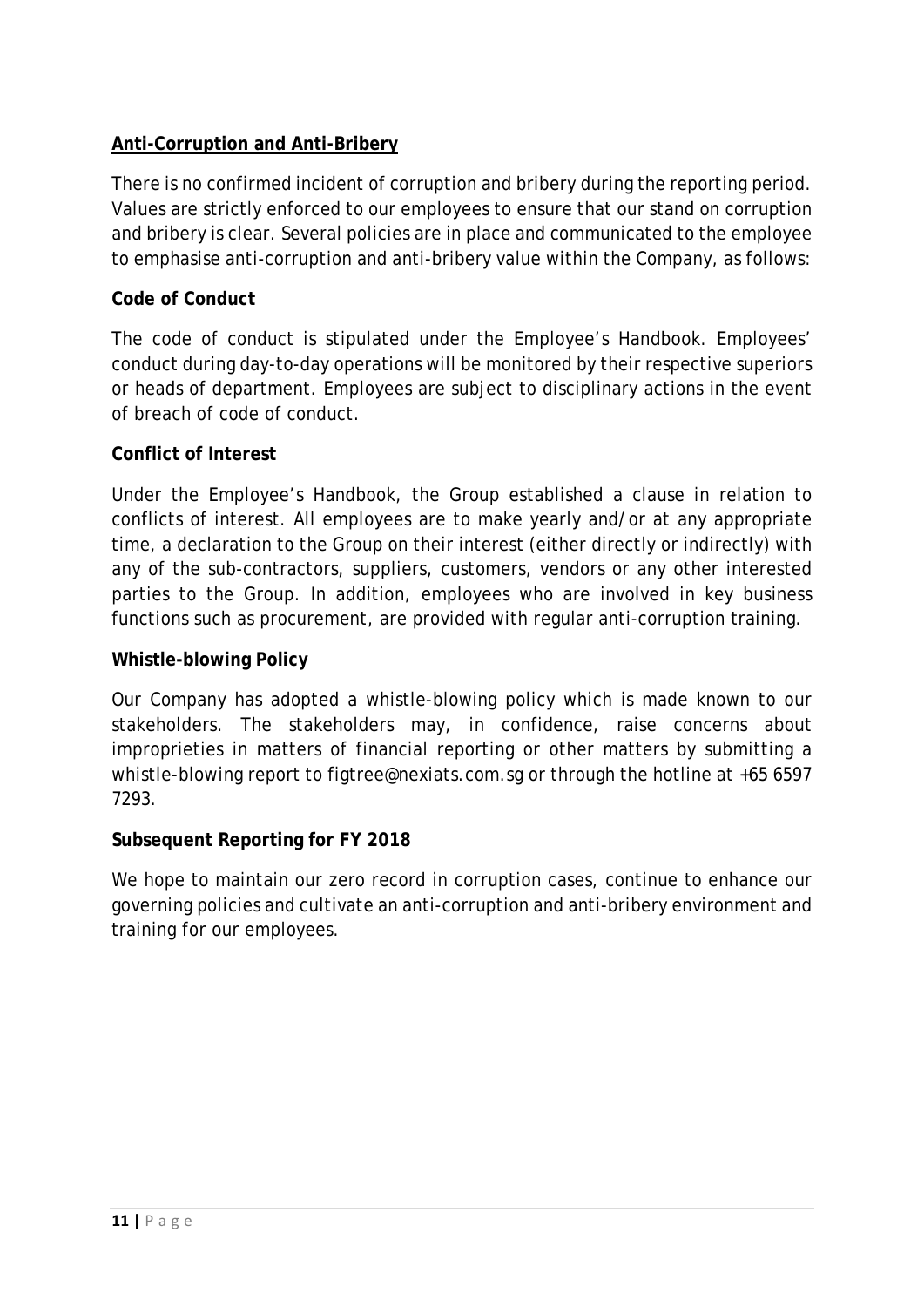## Anti-Corruption and Anti-Bribery

There is no confirmed incident of corruption and bribery during the reporting period. Values are strictly enforced to our employees to ensure that our stand on corruption and bribery is clear. Several policies are in place and communicated to the employee to emphasise anti-corruption and anti-bribery value within the Company, as follows:

### Code of Conduct

The code of conduct is stipulated under the Employee's Handbook. Employees' conduct during day-to-day operations will be monitored by their respective superiors or heads of department. Employees are subject to disciplinary actions in the event of breach of code of conduct.

### Conflict of Interest

Under the Employee's Handbook, the Group established a clause in relation to conflicts of interest. All employees are to make yearly and/or at any appropriate time, a declaration to the Group on their interest (either directly or indirectly) with any of the sub-contractors, suppliers, customers, vendors or any other interested parties to the Group. In addition, employees who are involved in key business functions such as procurement, are provided with regular anti-corruption training.

### Whistle-blowing Policy

Our Company has adopted a whistle-blowing policy which is made known to our stakeholders. The stakeholders may, in confidence, raise concerns about improprieties in matters of financial reporting or other matters by submitting a whistle-blowing report to figtree@nexiats.com.sg or through the hotline at +65 6597 7293.

### Subsequent Reporting for FY 2018

We hope to maintain our zero record in corruption cases, continue to enhance our governing policies and cultivate an anti-corruption and anti-bribery environment and training for our employees.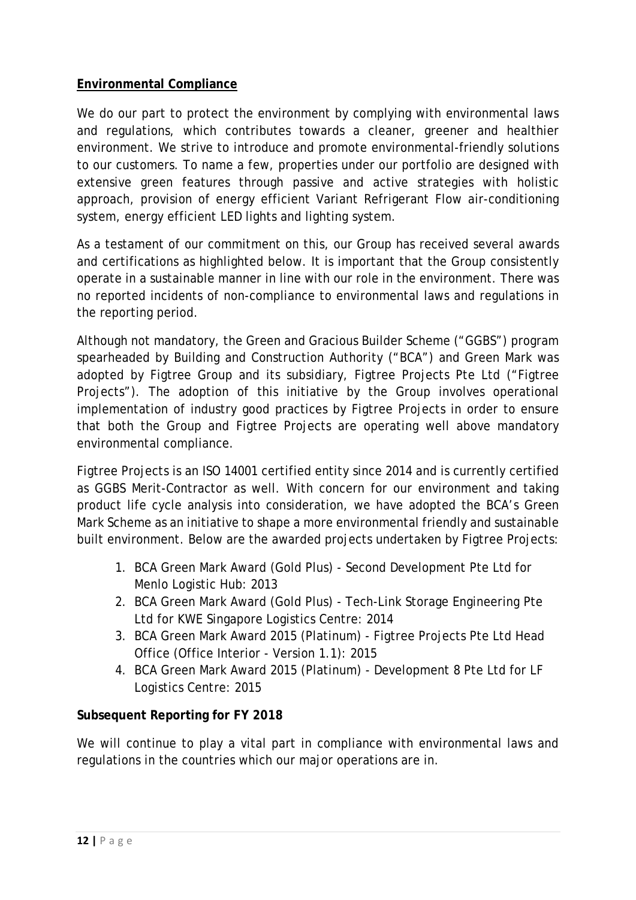## Environmental Compliance

We do our part to protect the environment by complying with environmental laws and regulations, which contributes towards a cleaner, greener and healthier environment. We strive to introduce and promote environmental-friendly solutions to our customers. To name a few, properties under our portfolio are designed with extensive green features through passive and active strategies with holistic approach, provision of energy efficient Variant Refrigerant Flow air-conditioning system, energy efficient LED lights and lighting system.

As a testament of our commitment on this, our Group has received several awards and certifications as highlighted below. It is important that the Group consistently operate in a sustainable manner in line with our role in the environment. There was no reported incidents of non-compliance to environmental laws and regulations in the reporting period.

Although not mandatory, the Green and Gracious Builder Scheme ("GGBS") program spearheaded by Building and Construction Authority ("BCA") and Green Mark was adopted by Figtree Group and its subsidiary, Figtree Projects Pte Ltd ("Figtree Projects"). The adoption of this initiative by the Group involves operational implementation of industry good practices by Figtree Projects in order to ensure that both the Group and Figtree Projects are operating well above mandatory environmental compliance.

Figtree Projects is an ISO 14001 certified entity since 2014 and is currently certified as GGBS Merit-Contractor as well. With concern for our environment and taking product life cycle analysis into consideration, we have adopted the BCA's Green Mark Scheme as an initiative to shape a more environmental friendly and sustainable built environment. Below are the awarded projects undertaken by Figtree Projects:

1. BCA Green Mark Award (Gold Plus) - Second Development Pte Ltd for Menlo Logistic Hub: 2013
2. BCA Green Mark Award (Gold Plus) - Tech-Link Storage Engineering Pte Ltd for KWE Singapore Logistics Centre: 2014
3. BCA Green Mark Award 2015 (Platinum) - Figtree Projects Pte Ltd Head Office (Office Interior - Version 1.1): 2015
4. BCA Green Mark Award 2015 (Platinum) - Development 8 Pte Ltd for LF Logistics Centre: 2015

**Subsequent Reporting for FY 2018**

We will continue to play a vital part in compliance with environmental laws and regulations in the countries which our major operations are in.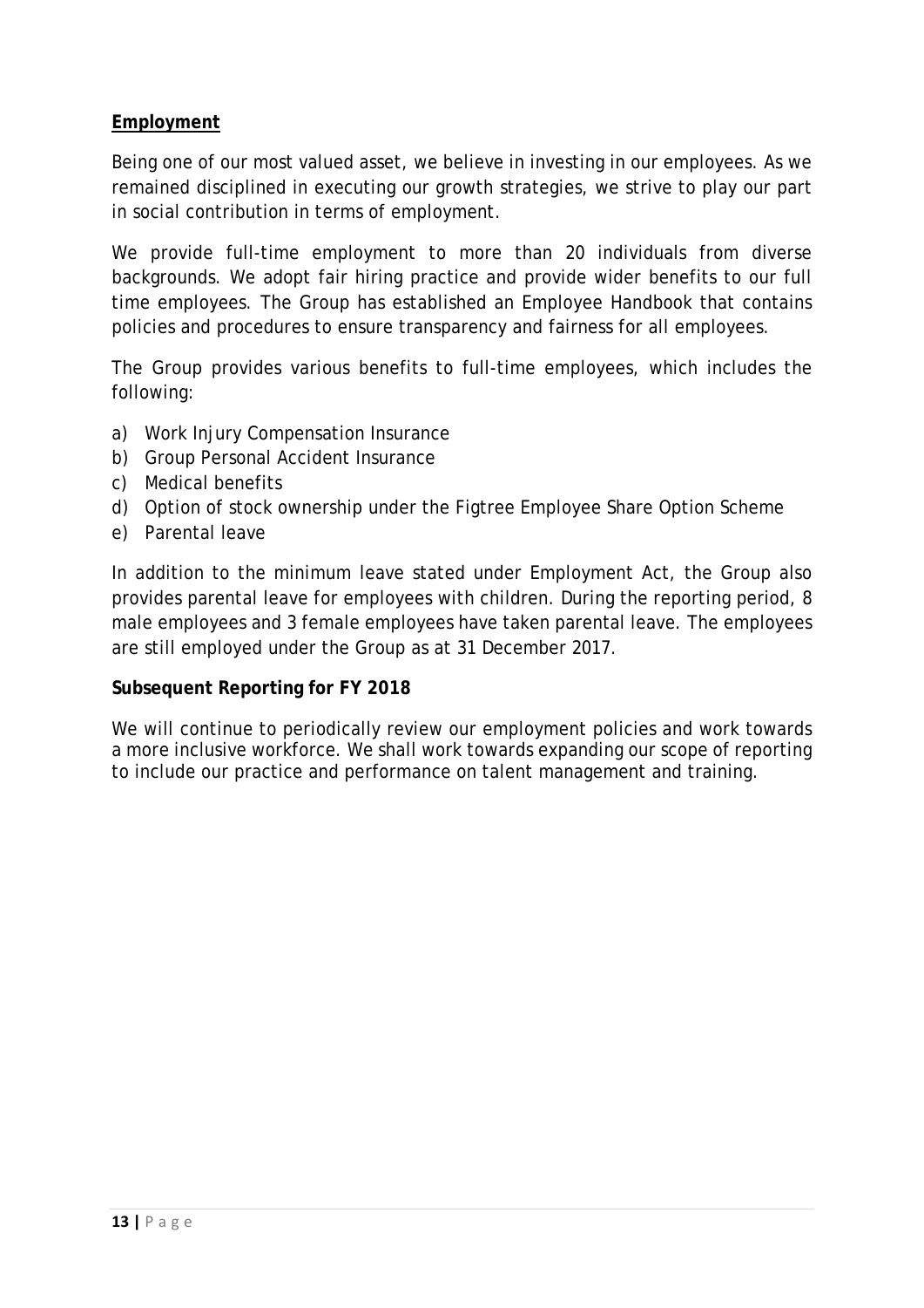## Employment

Being one of our most valued asset, we believe in investing in our employees. As we remained disciplined in executing our growth strategies, we strive to play our part in social contribution in terms of employment.

We provide full-time employment to more than 20 individuals from diverse backgrounds. We adopt fair hiring practice and provide wider benefits to our full time employees. The Group has established an Employee Handbook that contains policies and procedures to ensure transparency and fairness for all employees.

The Group provides various benefits to full-time employees, which includes the following:

a) Work Injury Compensation Insurance
b) Group Personal Accident Insurance
c) Medical benefits
d) Option of stock ownership under the Figtree Employee Share Option Scheme
e) Parental leave

In addition to the minimum leave stated under Employment Act, the Group also provides parental leave for employees with children. During the reporting period, 8 male employees and 3 female employees have taken parental leave. The employees are still employed under the Group as at 31 December 2017.

**Subsequent Reporting for FY 2018**

We will continue to periodically review our employment policies and work towards a more inclusive workforce. We shall work towards expanding our scope of reporting to include our practice and performance on talent management and training.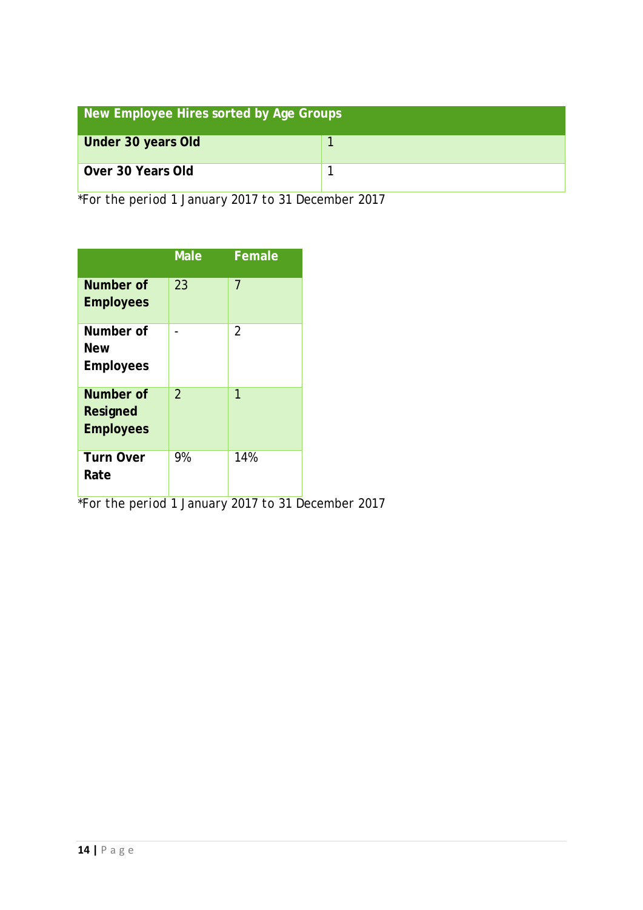| New Employee Hires sorted by Age Groups | |
|---|---|
| **Under 30 years Old** | 1 |
| **Over 30 Years Old** | 1 |

*For the period 1 January 2017 to 31 December 2017

| | Male | Female |
|---|---|---|
| **Number of Employees** | 23 | 7 |
| **Number of New Employees** | - | 2 |
| **Number of Resigned Employees** | 2 | 1 |
| **Turn Over Rate** | 9% | 14% |

*For the period 1 January 2017 to 31 December 2017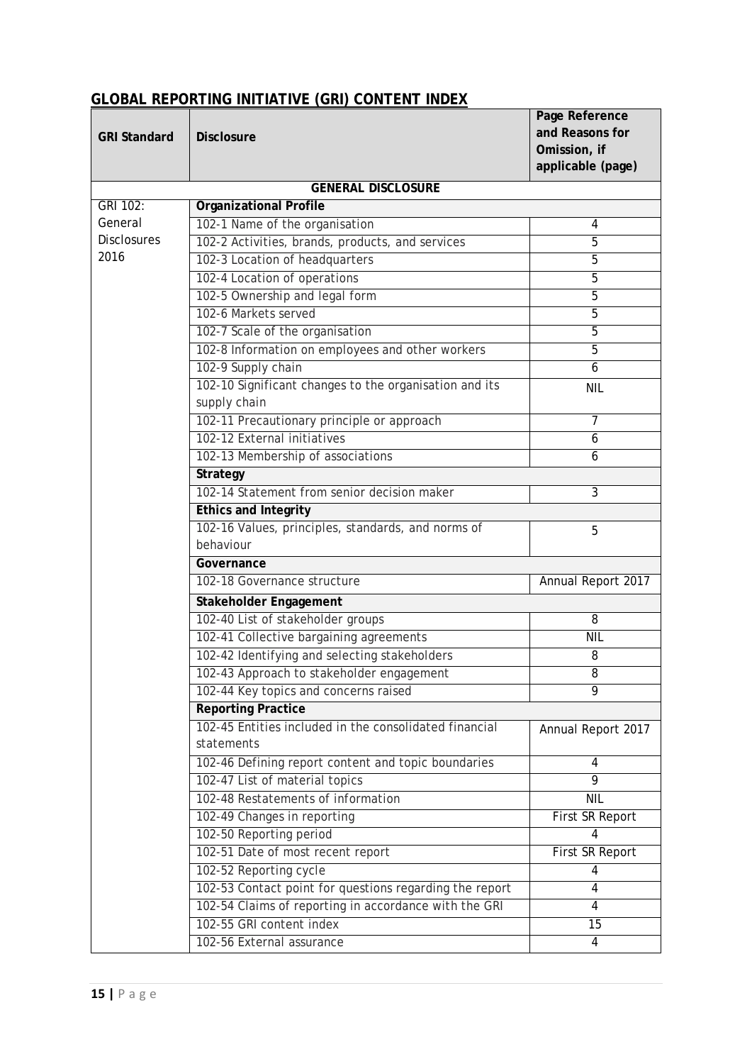## GLOBAL REPORTING INITIATIVE (GRI) CONTENT INDEX

| GRI Standard | Disclosure | Page Reference and Reasons for Omission, if applicable (page) |
|---|---|---|
| | **GENERAL DISCLOSURE** | |
| GRI 102: General Disclosures 2016 | **Organizational Profile** | |
| | 102-1 Name of the organisation | 4 |
| | 102-2 Activities, brands, products, and services | 5 |
| | 102-3 Location of headquarters | 5 |
| | 102-4 Location of operations | 5 |
| | 102-5 Ownership and legal form | 5 |
| | 102-6 Markets served | 5 |
| | 102-7 Scale of the organisation | 5 |
| | 102-8 Information on employees and other workers | 5 |
| | 102-9 Supply chain | 6 |
| | 102-10 Significant changes to the organisation and its supply chain | NIL |
| | 102-11 Precautionary principle or approach | 7 |
| | 102-12 External initiatives | 6 |
| | 102-13 Membership of associations | 6 |
| | **Strategy** | |
| | 102-14 Statement from senior decision maker | 3 |
| | **Ethics and Integrity** | |
| | 102-16 Values, principles, standards, and norms of behaviour | 5 |
| | **Governance** | |
| | 102-18 Governance structure | Annual Report 2017 |
| | **Stakeholder Engagement** | |
| | 102-40 List of stakeholder groups | 8 |
| | 102-41 Collective bargaining agreements | NIL |
| | 102-42 Identifying and selecting stakeholders | 8 |
| | 102-43 Approach to stakeholder engagement | 8 |
| | 102-44 Key topics and concerns raised | 9 |
| | **Reporting Practice** | |
| | 102-45 Entities included in the consolidated financial statements | Annual Report 2017 |
| | 102-46 Defining report content and topic boundaries | 4 |
| | 102-47 List of material topics | 9 |
| | 102-48 Restatements of information | NIL |
| | 102-49 Changes in reporting | First SR Report |
| | 102-50 Reporting period | 4 |
| | 102-51 Date of most recent report | First SR Report |
| | 102-52 Reporting cycle | 4 |
| | 102-53 Contact point for questions regarding the report | 4 |
| | 102-54 Claims of reporting in accordance with the GRI | 4 |
| | 102-55 GRI content index | 15 |
| | 102-56 External assurance | 4 |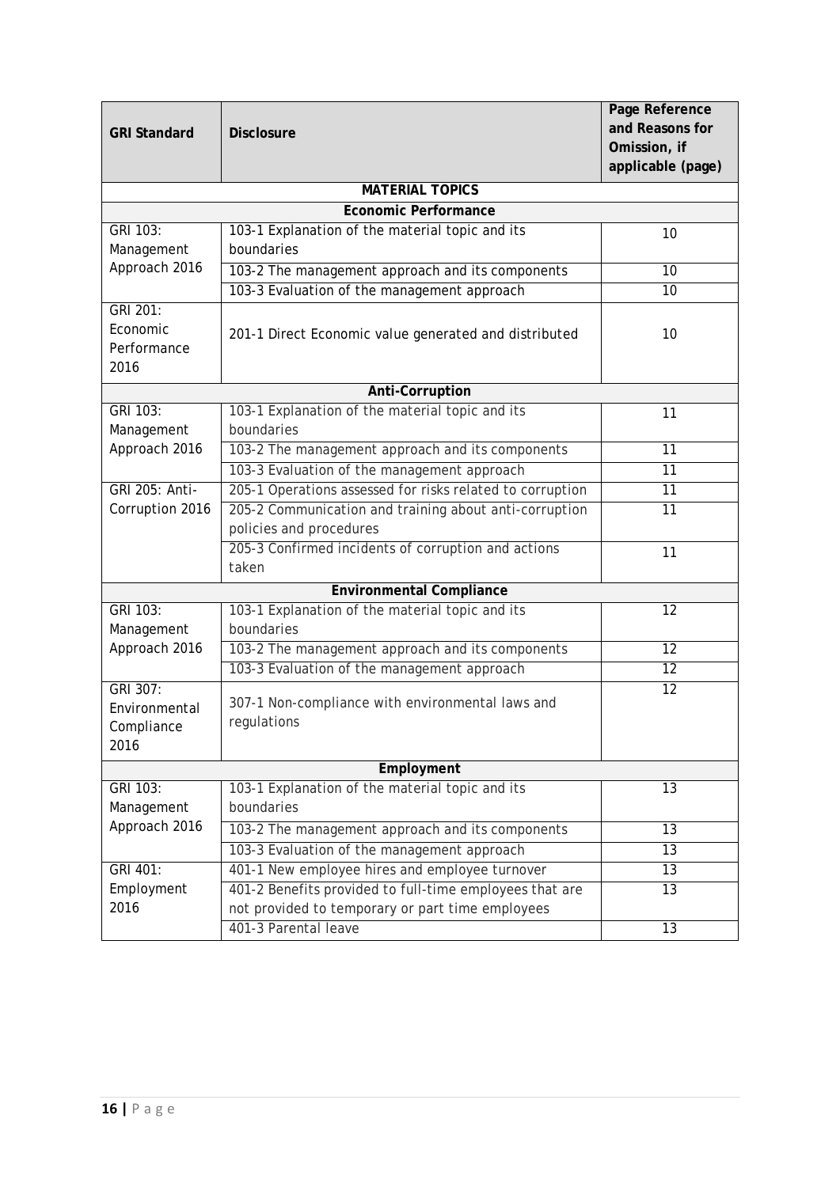| GRI Standard | Disclosure | Page Reference and Reasons for Omission, if applicable (page) |
|---|---|---|
| **MATERIAL TOPICS** | | |
| **Economic Performance** | | |
| GRI 103: Management Approach 2016 | 103-1 Explanation of the material topic and its boundaries | 10 |
| | 103-2 The management approach and its components | 10 |
| | 103-3 Evaluation of the management approach | 10 |
| GRI 201: Economic Performance 2016 | 201-1 Direct Economic value generated and distributed | 10 |
| **Anti-Corruption** | | |
| GRI 103: Management Approach 2016 | 103-1 Explanation of the material topic and its boundaries | 11 |
| | 103-2 The management approach and its components | 11 |
| | 103-3 Evaluation of the management approach | 11 |
| GRI 205: Anti-Corruption 2016 | 205-1 Operations assessed for risks related to corruption | 11 |
| | 205-2 Communication and training about anti-corruption policies and procedures | 11 |
| | 205-3 Confirmed incidents of corruption and actions taken | 11 |
| **Environmental Compliance** | | |
| GRI 103: Management Approach 2016 | 103-1 Explanation of the material topic and its boundaries | 12 |
| | 103-2 The management approach and its components | 12 |
| | 103-3 Evaluation of the management approach | 12 |
| GRI 307: Environmental Compliance 2016 | 307-1 Non-compliance with environmental laws and regulations | 12 |
| **Employment** | | |
| GRI 103: Management Approach 2016 | 103-1 Explanation of the material topic and its boundaries | 13 |
| | 103-2 The management approach and its components | 13 |
| | 103-3 Evaluation of the management approach | 13 |
| GRI 401: Employment 2016 | 401-1 New employee hires and employee turnover | 13 |
| | 401-2 Benefits provided to full-time employees that are not provided to temporary or part time employees | 13 |
| | 401-3 Parental leave | 13 |